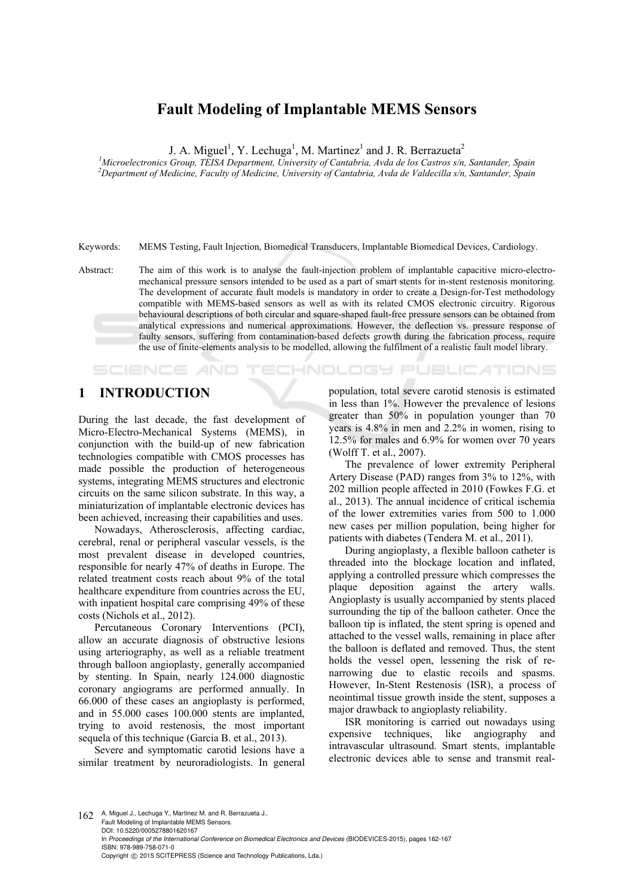# Fault Modeling of Implantable MEMS Sensors

J. A. Miguel[1], Y. Lechuga[1], M. Martinez[1] and J. R. Berrazueta[2]

[1]Microelectronics Group, TEISA Department, University of Cantabria, Avda de los Castros s/n, Santander, Spain
[2]Department of Medicine, Faculty of Medicine, University of Cantabria, Avda de Valdecilla s/n, Santander, Spain

Keywords: MEMS Testing, Fault Injection, Biomedical Transducers, Implantable Biomedical Devices, Cardiology.

Abstract: The aim of this work is to analyse the fault-injection problem of implantable capacitive micro-electro-mechanical pressure sensors intended to be used as a part of smart stents for in-stent restenosis monitoring. The development of accurate fault models is mandatory in order to create a Design-for-Test methodology compatible with MEMS-based sensors as well as with its related CMOS electronic circuitry. Rigorous behavioural descriptions of both circular and square-shaped fault-free pressure sensors can be obtained from analytical expressions and numerical approximations. However, the deflection vs. pressure response of faulty sensors, suffering from contamination-based defects growth during the fabrication process, require the use of finite-elements analysis to be modelled, allowing the fulfilment of a realistic fault model library.

## 1 INTRODUCTION

During the last decade, the fast development of Micro-Electro-Mechanical Systems (MEMS), in conjunction with the build-up of new fabrication technologies compatible with CMOS processes has made possible the production of heterogeneous systems, integrating MEMS structures and electronic circuits on the same silicon substrate. In this way, a miniaturization of implantable electronic devices has been achieved, increasing their capabilities and uses.

Nowadays, Atherosclerosis, affecting cardiac, cerebral, renal or peripheral vascular vessels, is the most prevalent disease in developed countries, responsible for nearly 47% of deaths in Europe. The related treatment costs reach about 9% of the total healthcare expenditure from countries across the EU, with inpatient hospital care comprising 49% of these costs (Nichols et al., 2012).

Percutaneous Coronary Interventions (PCI), allow an accurate diagnosis of obstructive lesions using arteriography, as well as a reliable treatment through balloon angioplasty, generally accompanied by stenting. In Spain, nearly 124.000 diagnostic coronary angiograms are performed annually. In 66.000 of these cases an angioplasty is performed, and in 55.000 cases 100.000 stents are implanted, trying to avoid restenosis, the most important sequela of this technique (Garcia B. et al., 2013).

Severe and symptomatic carotid lesions have a similar treatment by neuroradiologists. In general population, total severe carotid stenosis is estimated in less than 1%. However the prevalence of lesions greater than 50% in population younger than 70 years is 4.8% in men and 2.2% in women, rising to 12.5% for males and 6.9% for women over 70 years (Wolff T. et al., 2007).

The prevalence of lower extremity Peripheral Artery Disease (PAD) ranges from 3% to 12%, with 202 million people affected in 2010 (Fowkes F.G. et al., 2013). The annual incidence of critical ischemia of the lower extremities varies from 500 to 1.000 new cases per million population, being higher for patients with diabetes (Tendera M. et al., 2011).

During angioplasty, a flexible balloon catheter is threaded into the blockage location and inflated, applying a controlled pressure which compresses the plaque deposition against the artery walls. Angioplasty is usually accompanied by stents placed surrounding the tip of the balloon catheter. Once the balloon tip is inflated, the stent spring is opened and attached to the vessel walls, remaining in place after the balloon is deflated and removed. Thus, the stent holds the vessel open, lessening the risk of re-narrowing due to elastic recoils and spasms. However, In-Stent Restenosis (ISR), a process of neointimal tissue growth inside the stent, supposes a major drawback to angioplasty reliability.

ISR monitoring is carried out nowadays using expensive techniques, like angiography and intravascular ultrasound. Smart stents, implantable electronic devices able to sense and transmit real-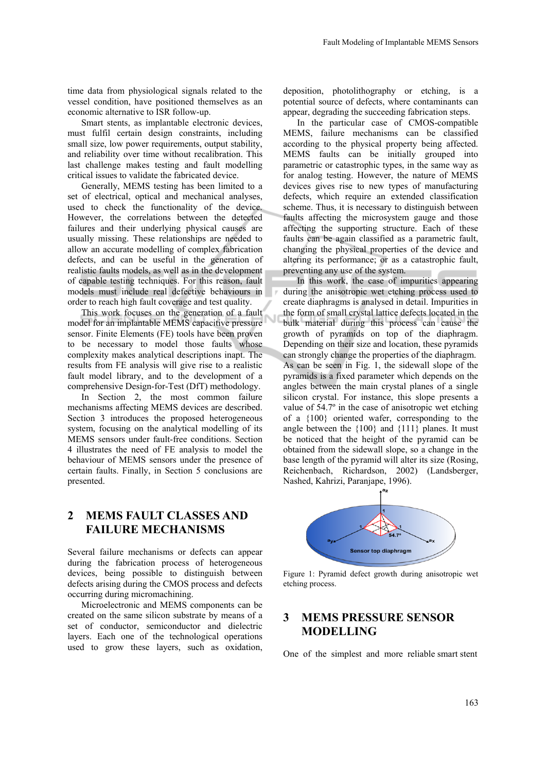time data from physiological signals related to the vessel condition, have positioned themselves as an economic alternative to ISR follow-up.

Smart stents, as implantable electronic devices, must fulfil certain design constraints, including small size, low power requirements, output stability, and reliability over time without recalibration. This last challenge makes testing and fault modelling critical issues to validate the fabricated device.

Generally, MEMS testing has been limited to a set of electrical, optical and mechanical analyses, used to check the functionality of the device. However, the correlations between the detected failures and their underlying physical causes are usually missing. These relationships are needed to allow an accurate modelling of complex fabrication defects, and can be useful in the generation of realistic faults models, as well as in the development of capable testing techniques. For this reason, fault models must include real defective behaviours in order to reach high fault coverage and test quality.

This work focuses on the generation of a fault model for an implantable MEMS capacitive pressure sensor. Finite Elements (FE) tools have been proven to be necessary to model those faults whose complexity makes analytical descriptions inapt. The results from FE analysis will give rise to a realistic fault model library, and to the development of a comprehensive Design-for-Test (DfT) methodology.

In Section 2, the most common failure mechanisms affecting MEMS devices are described. Section 3 introduces the proposed heterogeneous system, focusing on the analytical modelling of its MEMS sensors under fault-free conditions. Section 4 illustrates the need of FE analysis to model the behaviour of MEMS sensors under the presence of certain faults. Finally, in Section 5 conclusions are presented.

## 2 MEMS FAULT CLASSES AND FAILURE MECHANISMS

Several failure mechanisms or defects can appear during the fabrication process of heterogeneous devices, being possible to distinguish between defects arising during the CMOS process and defects occurring during micromachining.

Microelectronic and MEMS components can be created on the same silicon substrate by means of a set of conductor, semiconductor and dielectric layers. Each one of the technological operations used to grow these layers, such as oxidation, deposition, photolithography or etching, is a potential source of defects, where contaminants can appear, degrading the succeeding fabrication steps.

In the particular case of CMOS-compatible MEMS, failure mechanisms can be classified according to the physical property being affected. MEMS faults can be initially grouped into parametric or catastrophic types, in the same way as for analog testing. However, the nature of MEMS devices gives rise to new types of manufacturing defects, which require an extended classification scheme. Thus, it is necessary to distinguish between faults affecting the microsystem gauge and those affecting the supporting structure. Each of these faults can be again classified as a parametric fault, changing the physical properties of the device and altering its performance; or as a catastrophic fault, preventing any use of the system.

In this work, the case of impurities appearing during the anisotropic wet etching process used to create diaphragms is analysed in detail. Impurities in the form of small crystal lattice defects located in the bulk material during this process can cause the growth of pyramids on top of the diaphragm. Depending on their size and location, these pyramids can strongly change the properties of the diaphragm. As can be seen in Fig. 1, the sidewall slope of the pyramids is a fixed parameter which depends on the angles between the main crystal planes of a single silicon crystal. For instance, this slope presents a value of 54.7º in the case of anisotropic wet etching of a {100} oriented wafer, corresponding to the angle between the {100} and {111} planes. It must be noticed that the height of the pyramid can be obtained from the sidewall slope, so a change in the base length of the pyramid will alter its size (Rosing, Reichenbach, Richardson, 2002) (Landsberger, Nashed, Kahrizi, Paranjape, 1996).

Figure 1: Pyramid defect growth during anisotropic wet etching process.

## 3 MEMS PRESSURE SENSOR MODELLING

One of the simplest and more reliable smart stent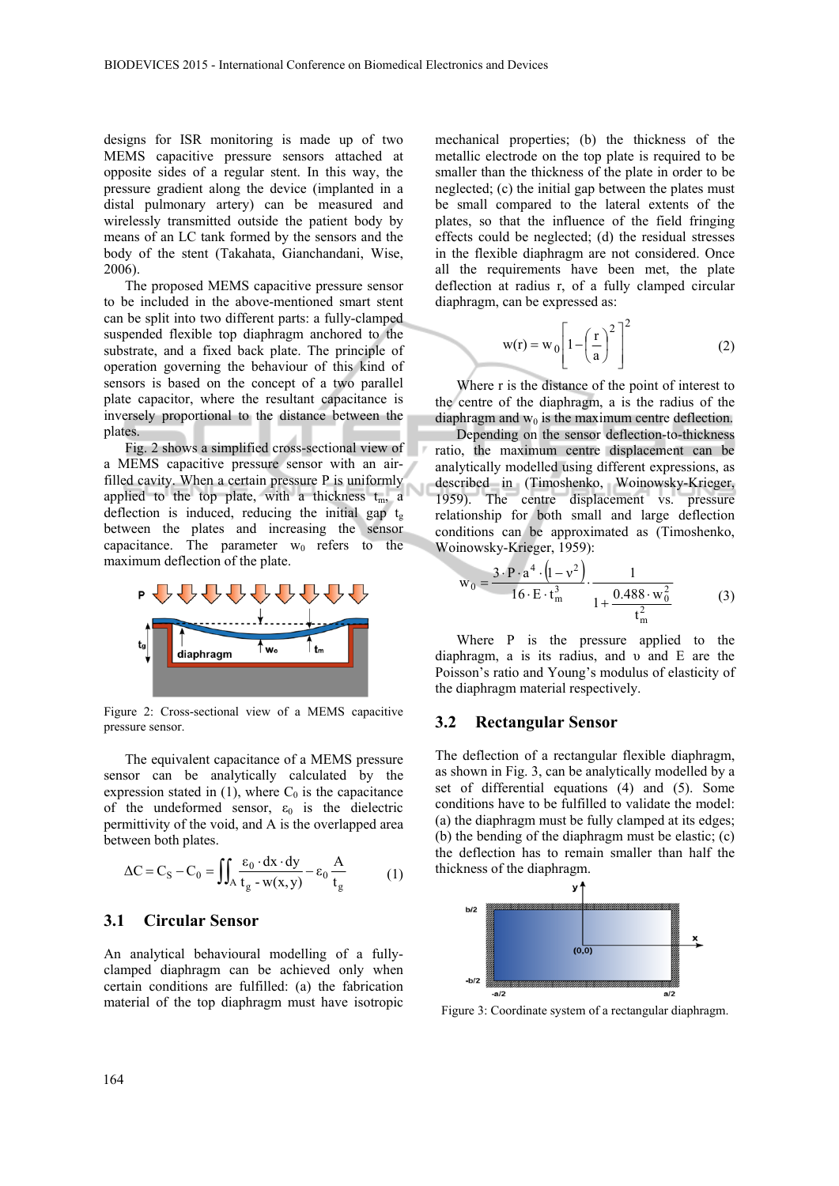designs for ISR monitoring is made up of two MEMS capacitive pressure sensors attached at opposite sides of a regular stent. In this way, the pressure gradient along the device (implanted in a distal pulmonary artery) can be measured and wirelessly transmitted outside the patient body by means of an LC tank formed by the sensors and the body of the stent (Takahata, Gianchandani, Wise, 2006).

The proposed MEMS capacitive pressure sensor to be included in the above-mentioned smart stent can be split into two different parts: a fully-clamped suspended flexible top diaphragm anchored to the substrate, and a fixed back plate. The principle of operation governing the behaviour of this kind of sensors is based on the concept of a two parallel plate capacitor, where the resultant capacitance is inversely proportional to the distance between the plates.

Fig. 2 shows a simplified cross-sectional view of a MEMS capacitive pressure sensor with an air-filled cavity. When a certain pressure P is uniformly applied to the top plate, with a thickness $t_m$, a deflection is induced, reducing the initial gap $t_g$ between the plates and increasing the sensor capacitance. The parameter $w_0$ refers to the maximum deflection of the plate.

Figure 2: Cross-sectional view of a MEMS capacitive pressure sensor.

The equivalent capacitance of a MEMS pressure sensor can be analytically calculated by the expression stated in (1), where $C_0$ is the capacitance of the undeformed sensor, $\varepsilon_0$ is the dielectric permittivity of the void, and A is the overlapped area between both plates.

$$\Delta C = C_S - C_0 = \iint_A \frac{\varepsilon_0 \cdot dx \cdot dy}{t_g - w(x,y)} - \varepsilon_0 \frac{A}{t_g} \tag{1}$$

### 3.1 Circular Sensor

An analytical behavioural modelling of a fully-clamped diaphragm can be achieved only when certain conditions are fulfilled: (a) the fabrication material of the top diaphragm must have isotropic mechanical properties; (b) the thickness of the metallic electrode on the top plate is required to be smaller than the thickness of the plate in order to be neglected; (c) the initial gap between the plates must be small compared to the lateral extents of the plates, so that the influence of the field fringing effects could be neglected; (d) the residual stresses in the flexible diaphragm are not considered. Once all the requirements have been met, the plate deflection at radius r, of a fully clamped circular diaphragm, can be expressed as:

$$w(r) = w_0 \left[1 - \left(\frac{r}{a}\right)^2\right]^2 \tag{2}$$

Where r is the distance of the point of interest to the centre of the diaphragm, a is the radius of the diaphragm and $w_0$ is the maximum centre deflection.

Depending on the sensor deflection-to-thickness ratio, the maximum centre displacement can be analytically modelled using different expressions, as described in (Timoshenko, Woinowsky-Krieger, 1959). The centre displacement vs. pressure relationship for both small and large deflection conditions can be approximated as (Timoshenko, Woinowsky-Krieger, 1959):

$$w_0 = \frac{3 \cdot P \cdot a^4 \cdot \left(1 - v^2\right)}{16 \cdot E \cdot t_m^3} \cdot \frac{1}{1 + \dfrac{0.488 \cdot w_0^2}{t_m^2}} \tag{3}$$

Where P is the pressure applied to the diaphragm, a is its radius, and υ and E are the Poisson's ratio and Young's modulus of elasticity of the diaphragm material respectively.

### 3.2 Rectangular Sensor

The deflection of a rectangular flexible diaphragm, as shown in Fig. 3, can be analytically modelled by a set of differential equations (4) and (5). Some conditions have to be fulfilled to validate the model: (a) the diaphragm must be fully clamped at its edges; (b) the bending of the diaphragm must be elastic; (c) the deflection has to remain smaller than half the thickness of the diaphragm.

Figure 3: Coordinate system of a rectangular diaphragm.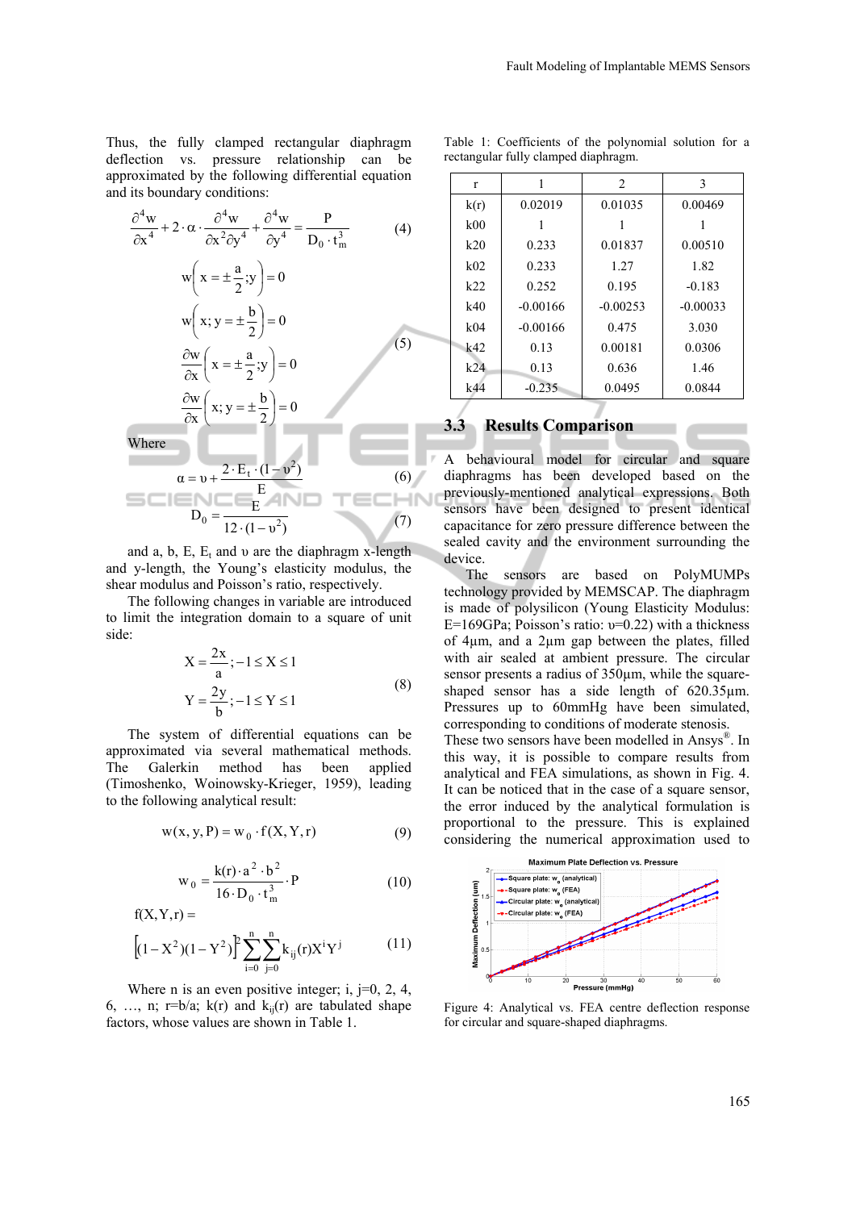Thus, the fully clamped rectangular diaphragm deflection vs. pressure relationship can be approximated by the following differential equation and its boundary conditions:

$$\frac{\partial^4 w}{\partial x^4} + 2 \cdot \alpha \cdot \frac{\partial^4 w}{\partial x^2 \partial y^4} + \frac{\partial^4 w}{\partial y^4} = \frac{P}{D_0 \cdot t_m^3} \tag{4}$$

$$\begin{aligned} & w\left(x = \pm\frac{a}{2}; y\right) = 0 \\ & w\left(x; y = \pm\frac{b}{2}\right) = 0 \\ & \frac{\partial w}{\partial x}\left(x = \pm\frac{a}{2}; y\right) = 0 \\ & \frac{\partial w}{\partial x}\left(x; y = \pm\frac{b}{2}\right) = 0 \end{aligned} \tag{5}$$

Where

$$\alpha = \upsilon + \frac{2 \cdot E_t \cdot (1 - \upsilon^2)}{E} \tag{6}$$

$$D_0 = \frac{E}{12 \cdot (1 - \upsilon^2)} \tag{7}$$

and a, b, E, $E_t$ and $\upsilon$ are the diaphragm x-length and y-length, the Young's elasticity modulus, the shear modulus and Poisson's ratio, respectively.

The following changes in variable are introduced to limit the integration domain to a square of unit side:

$$\begin{aligned} & X = \frac{2x}{a}; -1 \le X \le 1 \\ & Y = \frac{2y}{b}; -1 \le Y \le 1 \end{aligned} \tag{8}$$

The system of differential equations can be approximated via several mathematical methods. The Galerkin method has been applied (Timoshenko, Woinowsky-Krieger, 1959), leading to the following analytical result:

$$w(x, y, P) = w_0 \cdot f(X, Y, r) \tag{9}$$

$$w_0 = \frac{k(r) \cdot a^2 \cdot b^2}{16 \cdot D_0 \cdot t_m^3} \cdot P \tag{10}$$

$$f(X,Y,r) = \left[(1 - X^2)(1 - Y^2)\right]^2 \sum_{i=0}^{n} \sum_{j=0}^{n} k_{ij}(r) X^i Y^j \tag{11}$$

Where n is an even positive integer; i, j=0, 2, 4, 6, …, n; r=b/a; k(r) and $k_{ij}(r)$ are tabulated shape factors, whose values are shown in Table 1.

Table 1: Coefficients of the polynomial solution for a rectangular fully clamped diaphragm.

| r | 1 | 2 | 3 |
|---|---|---|---|
| k(r) | 0.02019 | 0.01035 | 0.00469 |
| k00 | 1 | 1 | 1 |
| k20 | 0.233 | 0.01837 | 0.00510 |
| k02 | 0.233 | 1.27 | 1.82 |
| k22 | 0.252 | 0.195 | -0.183 |
| k40 | -0.00166 | -0.00253 | -0.00033 |
| k04 | -0.00166 | 0.475 | 3.030 |
| k42 | 0.13 | 0.00181 | 0.0306 |
| k24 | 0.13 | 0.636 | 1.46 |
| k44 | -0.235 | 0.0495 | 0.0844 |

### 3.3 Results Comparison

A behavioural model for circular and square diaphragms has been developed based on the previously-mentioned analytical expressions. Both sensors have been designed to present identical capacitance for zero pressure difference between the sealed cavity and the environment surrounding the device.

The sensors are based on PolyMUMPs technology provided by MEMSCAP. The diaphragm is made of polysilicon (Young Elasticity Modulus: E=169GPa; Poisson's ratio: $\upsilon$=0.22) with a thickness of 4µm, and a 2µm gap between the plates, filled with air sealed at ambient pressure. The circular sensor presents a radius of 350µm, while the square-shaped sensor has a side length of 620.35µm. Pressures up to 60mmHg have been simulated, corresponding to conditions of moderate stenosis. These two sensors have been modelled in Ansys®. In this way, it is possible to compare results from analytical and FEA simulations, as shown in Fig. 4. It can be noticed that in the case of a square sensor, the error induced by the analytical formulation is proportional to the pressure. This is explained considering the numerical approximation used to

Figure 4: Analytical vs. FEA centre deflection response for circular and square-shaped diaphragms.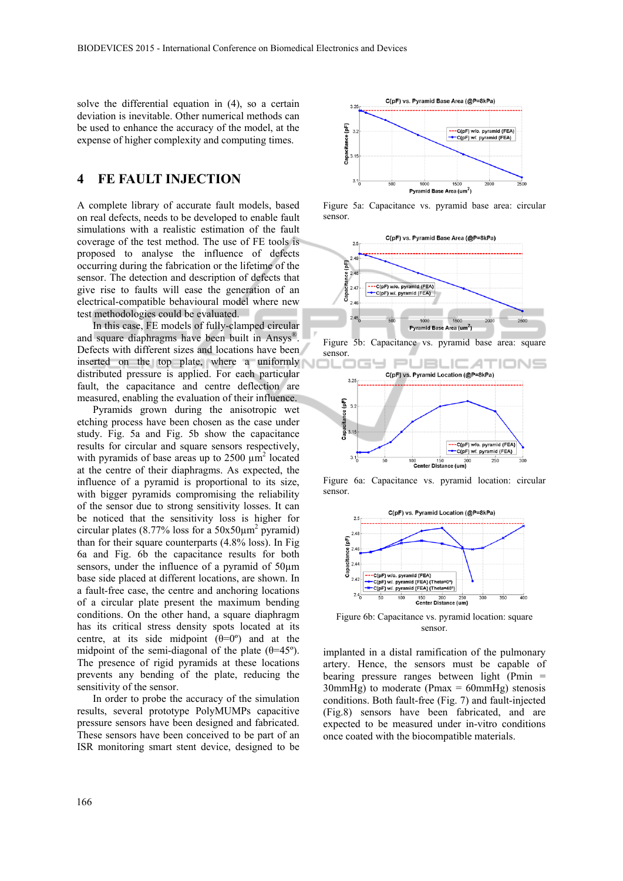solve the differential equation in (4), so a certain deviation is inevitable. Other numerical methods can be used to enhance the accuracy of the model, at the expense of higher complexity and computing times.

## 4 FE FAULT INJECTION

A complete library of accurate fault models, based on real defects, needs to be developed to enable fault simulations with a realistic estimation of the fault coverage of the test method. The use of FE tools is proposed to analyse the influence of defects occurring during the fabrication or the lifetime of the sensor. The detection and description of defects that give rise to faults will ease the generation of an electrical-compatible behavioural model where new test methodologies could be evaluated.

In this case, FE models of fully-clamped circular and square diaphragms have been built in Ansys®. Defects with different sizes and locations have been inserted on the top plate, where a uniformly distributed pressure is applied. For each particular fault, the capacitance and centre deflection are measured, enabling the evaluation of their influence.

Pyramids grown during the anisotropic wet etching process have been chosen as the case under study. Fig. 5a and Fig. 5b show the capacitance results for circular and square sensors respectively, with pyramids of base areas up to 2500 $\mu m^2$ located at the centre of their diaphragms. As expected, the influence of a pyramid is proportional to its size, with bigger pyramids compromising the reliability of the sensor due to strong sensitivity losses. It can be noticed that the sensitivity loss is higher for circular plates (8.77% loss for a 50x50$\mu m^2$ pyramid) than for their square counterparts (4.8% loss). In Fig 6a and Fig. 6b the capacitance results for both sensors, under the influence of a pyramid of 50µm base side placed at different locations, are shown. In a fault-free case, the centre and anchoring locations of a circular plate present the maximum bending conditions. On the other hand, a square diaphragm has its critical stress density spots located at its centre, at its side midpoint (θ=0º) and at the midpoint of the semi-diagonal of the plate (θ=45º). The presence of rigid pyramids at these locations prevents any bending of the plate, reducing the sensitivity of the sensor.

In order to probe the accuracy of the simulation results, several prototype PolyMUMPs capacitive pressure sensors have been designed and fabricated. These sensors have been conceived to be part of an ISR monitoring smart stent device, designed to be implanted in a distal ramification of the pulmonary artery. Hence, the sensors must be capable of bearing pressure ranges between light (Pmin = 30mmHg) to moderate (Pmax = 60mmHg) stenosis conditions. Both fault-free (Fig. 7) and fault-injected (Fig.8) sensors have been fabricated, and are expected to be measured under in-vitro conditions once coated with the biocompatible materials.

Figure 5a: Capacitance vs. pyramid base area: circular sensor.

Figure 5b: Capacitance vs. pyramid base area: square sensor.

Figure 6a: Capacitance vs. pyramid location: circular sensor.

Figure 6b: Capacitance vs. pyramid location: square sensor.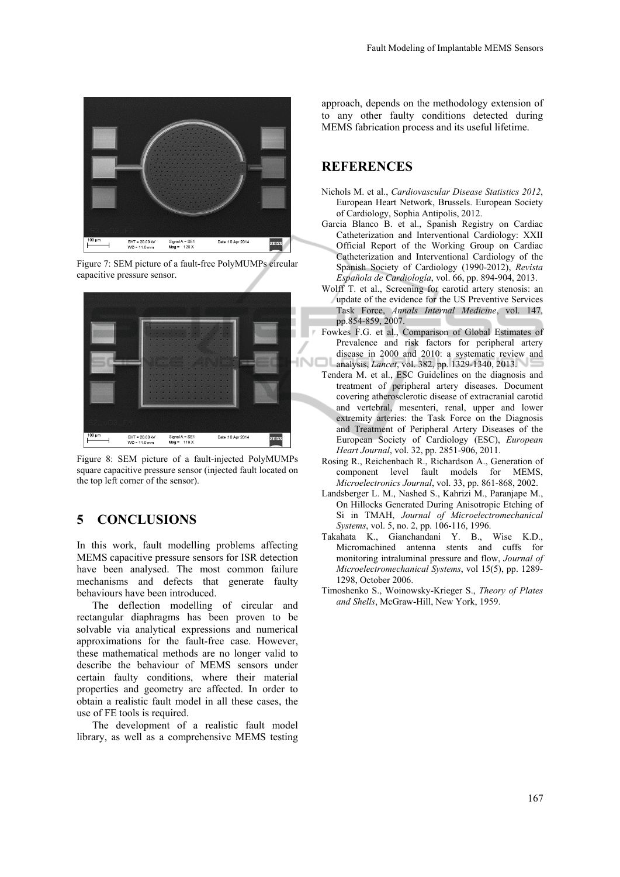Figure 7: SEM picture of a fault-free PolyMUMPs circular capacitive pressure sensor.

Figure 8: SEM picture of a fault-injected PolyMUMPs square capacitive pressure sensor (injected fault located on the top left corner of the sensor).

## 5 CONCLUSIONS

In this work, fault modelling problems affecting MEMS capacitive pressure sensors for ISR detection have been analysed. The most common failure mechanisms and defects that generate faulty behaviours have been introduced.

The deflection modelling of circular and rectangular diaphragms has been proven to be solvable via analytical expressions and numerical approximations for the fault-free case. However, these mathematical methods are no longer valid to describe the behaviour of MEMS sensors under certain faulty conditions, where their material properties and geometry are affected. In order to obtain a realistic fault model in all these cases, the use of FE tools is required.

The development of a realistic fault model library, as well as a comprehensive MEMS testing approach, depends on the methodology extension of to any other faulty conditions detected during MEMS fabrication process and its useful lifetime.

## REFERENCES

Nichols M. et al., *Cardiovascular Disease Statistics 2012*, European Heart Network, Brussels. European Society of Cardiology, Sophia Antipolis, 2012.

Garcia Blanco B. et al., Spanish Registry on Cardiac Catheterization and Interventional Cardiology: XXII Official Report of the Working Group on Cardiac Catheterization and Interventional Cardiology of the Spanish Society of Cardiology (1990-2012), *Revista Española de Cardiología*, vol. 66, pp. 894-904, 2013.

Wolff T. et al., Screening for carotid artery stenosis: an update of the evidence for the US Preventive Services Task Force, *Annals Internal Medicine*, vol. 147, pp.854-859, 2007.

Fowkes F.G. et al., Comparison of Global Estimates of Prevalence and risk factors for peripheral artery disease in 2000 and 2010: a systematic review and analysis, *Lancet*, vol. 382, pp. 1329-1340, 2013.

Tendera M. et al., ESC Guidelines on the diagnosis and treatment of peripheral artery diseases. Document covering atherosclerotic disease of extracranial carotid and vertebral, mesenteri, renal, upper and lower extremity arteries: the Task Force on the Diagnosis and Treatment of Peripheral Artery Diseases of the European Society of Cardiology (ESC), *European Heart Journal*, vol. 32, pp. 2851-906, 2011.

Rosing R., Reichenbach R., Richardson A., Generation of component level fault models for MEMS, *Microelectronics Journal*, vol. 33, pp. 861-868, 2002.

Landsberger L. M., Nashed S., Kahrizi M., Paranjape M., On Hillocks Generated During Anisotropic Etching of Si in TMAH, *Journal of Microelectromechanical Systems*, vol. 5, no. 2, pp. 106-116, 1996.

Takahata K., Gianchandani Y. B., Wise K.D., Micromachined antenna stents and cuffs for monitoring intraluminal pressure and flow, *Journal of Microelectromechanical Systems*, vol 15(5), pp. 1289-1298, October 2006.

Timoshenko S., Woinowsky-Krieger S., *Theory of Plates and Shells*, McGraw-Hill, New York, 1959.